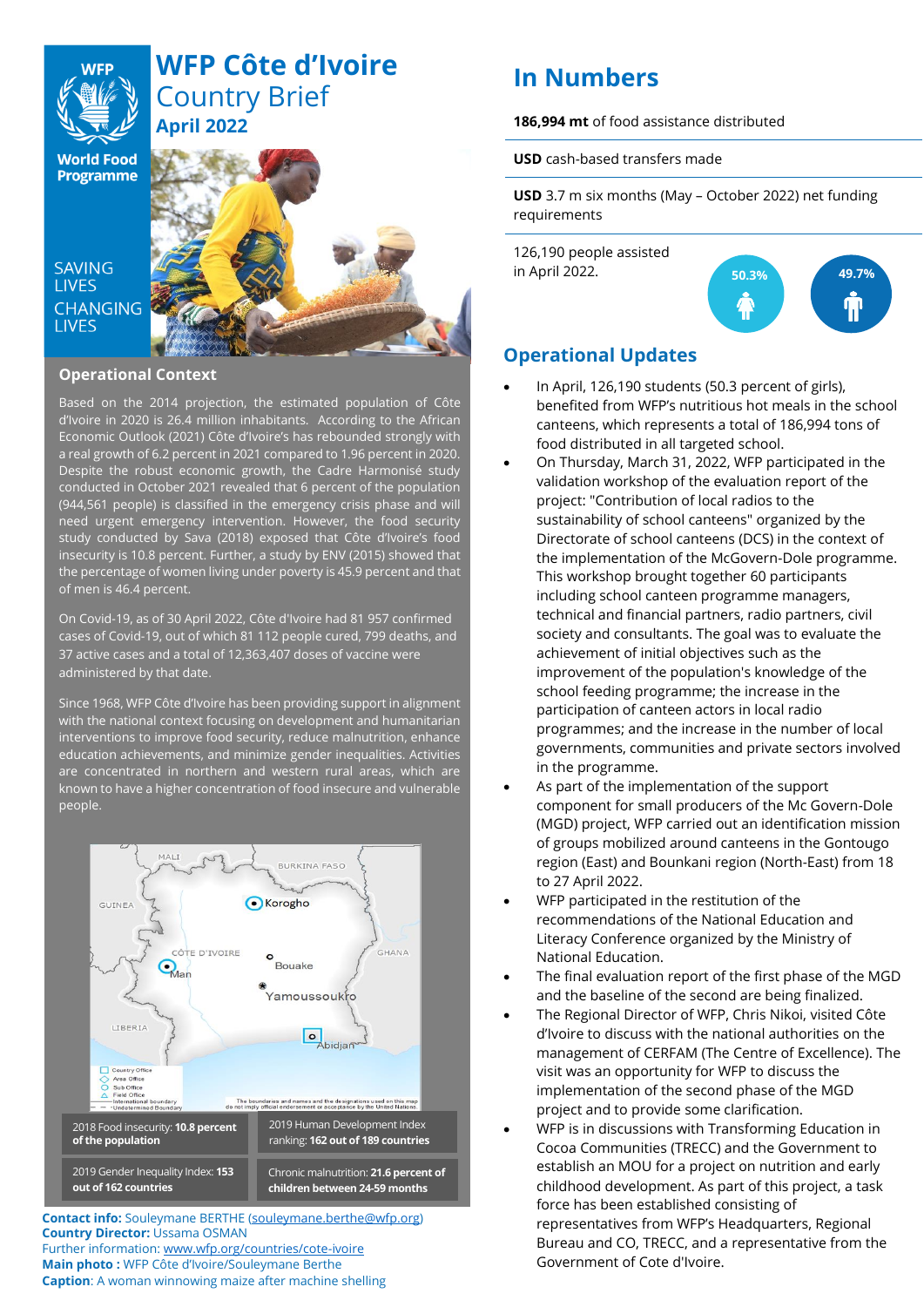# WFP Côte d'Ivoire Country Brief

## April 2022

SAVING LIVES CHANGING LIVES

## Operational Context

Based on the 2014 projection, the estimated population of Côte d'Ivoire in 2020 is 26.4 million inhabitants. According to the African Economic Outlook (2021) Côte d'Ivoire's has rebounded strongly with a real growth of 6.2 percent in 2021 compared to 1.96 percent in 2020. Despite the robust economic growth, the Cadre Harmonisé study conducted in October 2021 revealed that 6 percent of the population (944,561 people) is classified in the emergency crisis phase and will need urgent emergency intervention. However, the food security study conducted by Sava (2018) exposed that Côte d'Ivoire's food insecurity is 10.8 percent. Further, a study by ENV (2015) showed that the percentage of women living under poverty is 45.9 percent and that of men is 46.4 percent.

On Covid-19, as of 30 April 2022, Côte d'Ivoire had 81 957 confirmed cases of Covid-19, out of which 81 112 people cured, 799 deaths, and 37 active cases and a total of 12,363,407 doses of vaccine were administered by that date.

Since 1968, WFP Côte d'Ivoire has been providing support in alignment with the national context focusing on development and humanitarian interventions to improve food security, reduce malnutrition, enhance education achievements, and minimize gender inequalities. Activities are concentrated in northern and western rural areas, which are known to have a higher concentration of food insecure and vulnerable people.

| | |
|---|---|
| 2018 Food insecurity: **10.8 percent of the population** | 2019 Human Development Index ranking: **162 out of 189 countries** |
| 2019 Gender Inequality Index: **153 out of 162 countries** | Chronic malnutrition: **21.6 percent of children between 24-59 months** |

**Contact info:** Souleymane BERTHE (souleymane.berthe@wfp.org)
**Country Director:** Ussama OSMAN
Further information: www.wfp.org/countries/cote-ivoire
**Main photo :** WFP Côte d'Ivoire/Souleymane Berthe
**Caption**: A woman winnowing maize after machine shelling

## In Numbers

**186,994 mt** of food assistance distributed

**USD** cash-based transfers made

**USD** 3.7 m six months (May – October 2022) net funding requirements

126,190 people assisted in April 2022.

50.3% | 49.7%

## Operational Updates

- In April, 126,190 students (50.3 percent of girls), benefited from WFP's nutritious hot meals in the school canteens, which represents a total of 186,994 tons of food distributed in all targeted school.
- On Thursday, March 31, 2022, WFP participated in the validation workshop of the evaluation report of the project: "Contribution of local radios to the sustainability of school canteens" organized by the Directorate of school canteens (DCS) in the context of the implementation of the McGovern-Dole programme. This workshop brought together 60 participants including school canteen programme managers, technical and financial partners, radio partners, civil society and consultants. The goal was to evaluate the achievement of initial objectives such as the improvement of the population's knowledge of the school feeding programme; the increase in the participation of canteen actors in local radio programmes; and the increase in the number of local governments, communities and private sectors involved in the programme.
- As part of the implementation of the support component for small producers of the Mc Govern-Dole (MGD) project, WFP carried out an identification mission of groups mobilized around canteens in the Gontougo region (East) and Bounkani region (North-East) from 18 to 27 April 2022.
- WFP participated in the restitution of the recommendations of the National Education and Literacy Conference organized by the Ministry of National Education.
- The final evaluation report of the first phase of the MGD and the baseline of the second are being finalized.
- The Regional Director of WFP, Chris Nikoi, visited Côte d'Ivoire to discuss with the national authorities on the management of CERFAM (The Centre of Excellence). The visit was an opportunity for WFP to discuss the implementation of the second phase of the MGD project and to provide some clarification.
- WFP is in discussions with Transforming Education in Cocoa Communities (TRECC) and the Government to establish an MOU for a project on nutrition and early childhood development. As part of this project, a task force has been established consisting of representatives from WFP's Headquarters, Regional Bureau and CO, TRECC, and a representative from the Government of Cote d'Ivoire.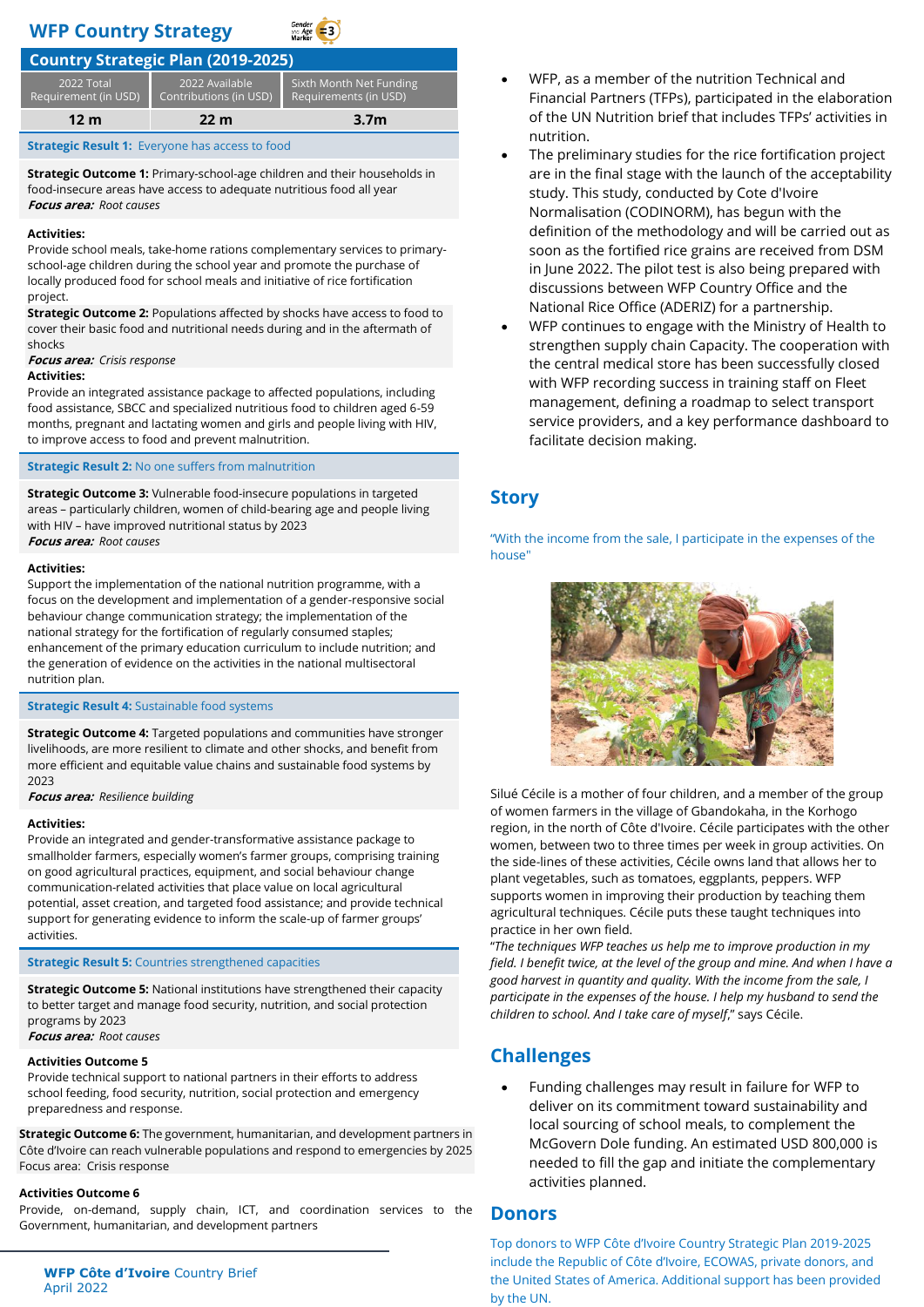## WFP Country Strategy

### Country Strategic Plan (2019-2025)

| 2022 Total Requirement (in USD) | 2022 Available Contributions (in USD) | Sixth Month Net Funding Requirements (in USD) |
|---|---|---|
| 12 m | 22 m | 3.7m |

**Strategic Result 1:** Everyone has access to food

**Strategic Outcome 1:** Primary-school-age children and their households in food-insecure areas have access to adequate nutritious food all year
***Focus area:*** *Root causes*

**Activities:**
Provide school meals, take-home rations complementary services to primary-school-age children during the school year and promote the purchase of locally produced food for school meals and initiative of rice fortification project.

**Strategic Outcome 2:** Populations affected by shocks have access to food to cover their basic food and nutritional needs during and in the aftermath of shocks
***Focus area:*** *Crisis response*

**Activities:**
Provide an integrated assistance package to affected populations, including food assistance, SBCC and specialized nutritious food to children aged 6-59 months, pregnant and lactating women and girls and people living with HIV, to improve access to food and prevent malnutrition.

**Strategic Result 2:** No one suffers from malnutrition

**Strategic Outcome 3:** Vulnerable food-insecure populations in targeted areas – particularly children, women of child-bearing age and people living with HIV – have improved nutritional status by 2023
***Focus area:*** *Root causes*

**Activities:**
Support the implementation of the national nutrition programme, with a focus on the development and implementation of a gender-responsive social behaviour change communication strategy; the implementation of the national strategy for the fortification of regularly consumed staples; enhancement of the primary education curriculum to include nutrition; and the generation of evidence on the activities in the national multisectoral nutrition plan.

**Strategic Result 4:** Sustainable food systems

**Strategic Outcome 4:** Targeted populations and communities have stronger livelihoods, are more resilient to climate and other shocks, and benefit from more efficient and equitable value chains and sustainable food systems by 2023
***Focus area:*** *Resilience building*

**Activities:**
Provide an integrated and gender-transformative assistance package to smallholder farmers, especially women's farmer groups, comprising training on good agricultural practices, equipment, and social behaviour change communication-related activities that place value on local agricultural potential, asset creation, and targeted food assistance; and provide technical support for generating evidence to inform the scale-up of farmer groups' activities.

**Strategic Result 5:** Countries strengthened capacities

**Strategic Outcome 5:** National institutions have strengthened their capacity to better target and manage food security, nutrition, and social protection programs by 2023
***Focus area:*** *Root causes*

**Activities Outcome 5**
Provide technical support to national partners in their efforts to address school feeding, food security, nutrition, social protection and emergency preparedness and response.

**Strategic Outcome 6:** The government, humanitarian, and development partners in Côte d'Ivoire can reach vulnerable populations and respond to emergencies by 2025
Focus area: Crisis response

**Activities Outcome 6**
Provide, on-demand, supply chain, ICT, and coordination services to the Government, humanitarian, and development partners

- WFP, as a member of the nutrition Technical and Financial Partners (TFPs), participated in the elaboration of the UN Nutrition brief that includes TFPs' activities in nutrition.
- The preliminary studies for the rice fortification project are in the final stage with the launch of the acceptability study. This study, conducted by Cote d'Ivoire Normalisation (CODINORM), has begun with the definition of the methodology and will be carried out as soon as the fortified rice grains are received from DSM in June 2022. The pilot test is also being prepared with discussions between WFP Country Office and the National Rice Office (ADERIZ) for a partnership.
- WFP continues to engage with the Ministry of Health to strengthen supply chain Capacity. The cooperation with the central medical store has been successfully closed with WFP recording success in training staff on Fleet management, defining a roadmap to select transport service providers, and a key performance dashboard to facilitate decision making.

## Story

"With the income from the sale, I participate in the expenses of the house"

Silué Cécile is a mother of four children, and a member of the group of women farmers in the village of Gbandokaha, in the Korhogo region, in the north of Côte d'Ivoire. Cécile participates with the other women, between two to three times per week in group activities. On the side-lines of these activities, Cécile owns land that allows her to plant vegetables, such as tomatoes, eggplants, peppers. WFP supports women in improving their production by teaching them agricultural techniques. Cécile puts these taught techniques into practice in her own field.
"*The techniques WFP teaches us help me to improve production in my field. I benefit twice, at the level of the group and mine. And when I have a good harvest in quantity and quality. With the income from the sale, I participate in the expenses of the house. I help my husband to send the children to school. And I take care of myself*," says Cécile.

## Challenges

- Funding challenges may result in failure for WFP to deliver on its commitment toward sustainability and local sourcing of school meals, to complement the McGovern Dole funding. An estimated USD 800,000 is needed to fill the gap and initiate the complementary activities planned.

## Donors

Top donors to WFP Côte d'Ivoire Country Strategic Plan 2019-2025 include the Republic of Côte d'Ivoire, ECOWAS, private donors, and the United States of America. Additional support has been provided by the UN.